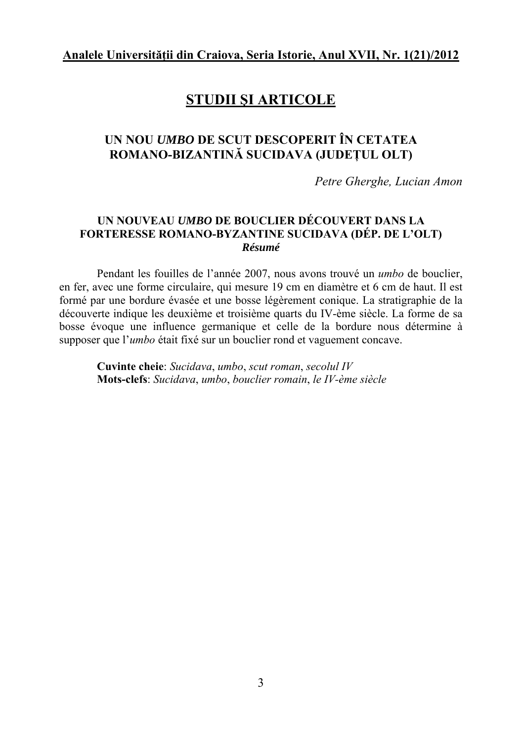# STUDII ŞI ARTICOLE

## UN NOU *UMBO* DE SCUT DESCOPERIT ÎN CETATEA ROMANO-BIZANTINĂ SUCIDAVA (JUDEȚUL OLT)

*Petre Gherghe, Lucian Amon*

### UN NOUVEAU *UMBO* DE BOUCLIER DÉCOUVERT DANS LA FORTERESSE ROMANO-BYZANTINE SUCIDAVA (DÉP. DE L'OLT)

***Résumé***

Pendant les fouilles de l'année 2007, nous avons trouvé un *umbo* de bouclier, en fer, avec une forme circulaire, qui mesure 19 cm en diamètre et 6 cm de haut. Il est formé par une bordure évasée et une bosse légèrement conique. La stratigraphie de la découverte indique les deuxième et troisième quarts du IV-ème siècle. La forme de sa bosse évoque une influence germanique et celle de la bordure nous détermine à supposer que l'*umbo* était fixé sur un bouclier rond et vaguement concave.

**Cuvinte cheie**: *Sucidava*, *umbo*, *scut roman*, *secolul IV*
**Mots-clefs**: *Sucidava*, *umbo*, *bouclier romain*, *le IV-ème siècle*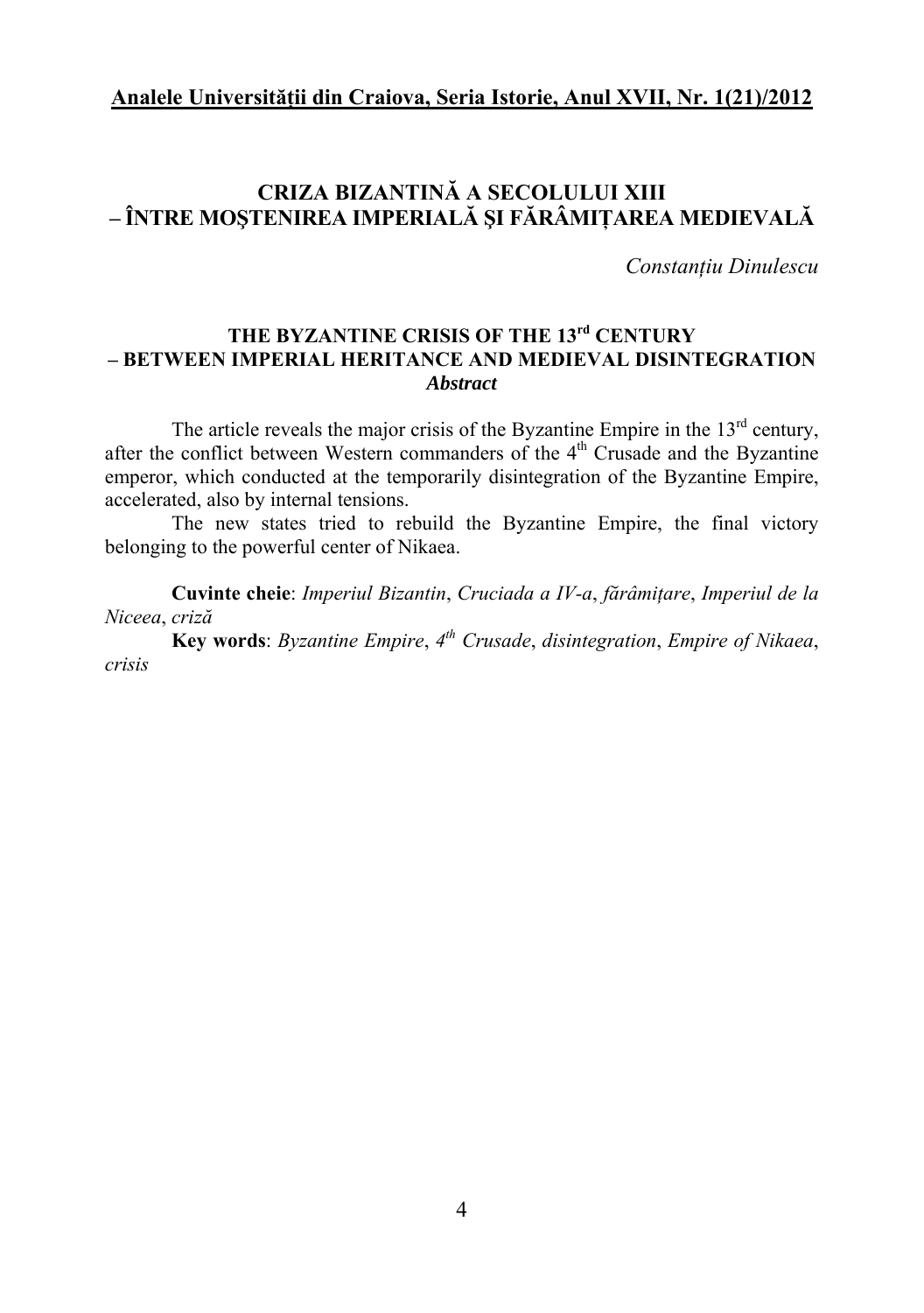# CRIZA BIZANTINĂ A SECOLULUI XIII – ÎNTRE MOŞTENIREA IMPERIALĂ ŞI FĂRÂMIȚAREA MEDIEVALĂ

*Constanțiu Dinulescu*

## THE BYZANTINE CRISIS OF THE 13rd CENTURY – BETWEEN IMPERIAL HERITANCE AND MEDIEVAL DISINTEGRATION

***Abstract***

The article reveals the major crisis of the Byzantine Empire in the 13rd century, after the conflict between Western commanders of the 4th Crusade and the Byzantine emperor, which conducted at the temporarily disintegration of the Byzantine Empire, accelerated, also by internal tensions.

The new states tried to rebuild the Byzantine Empire, the final victory belonging to the powerful center of Nikaea.

**Cuvinte cheie**: *Imperiul Bizantin*, *Cruciada a IV-a*, *fărâmițare*, *Imperiul de la Niceea*, *criză*

**Key words**: *Byzantine Empire*, *4th Crusade*, *disintegration*, *Empire of Nikaea*, *crisis*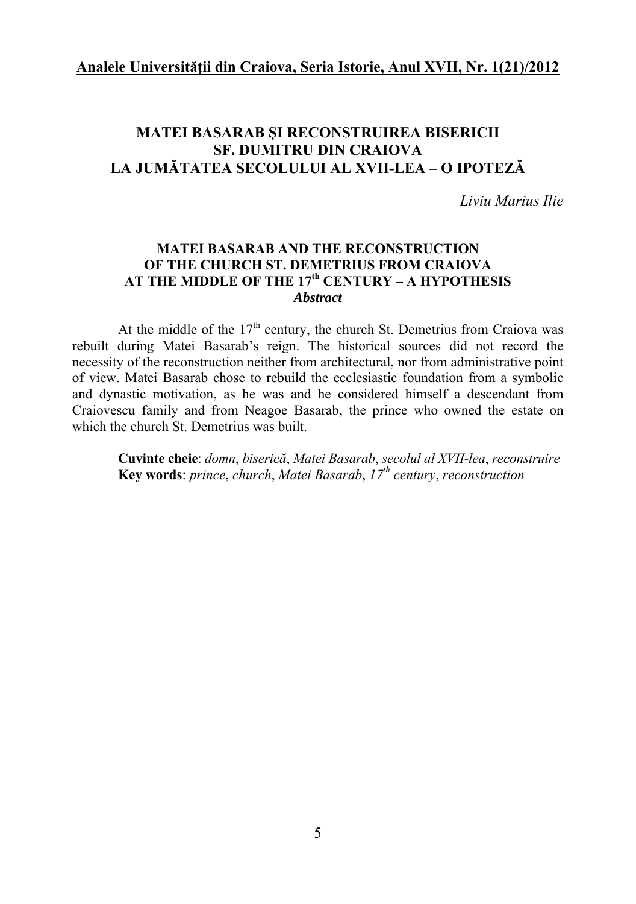# MATEI BASARAB ŞI RECONSTRUIREA BISERICII SF. DUMITRU DIN CRAIOVA LA JUMĂTATEA SECOLULUI AL XVII-LEA – O IPOTEZĂ

*Liviu Marius Ilie*

## MATEI BASARAB AND THE RECONSTRUCTION OF THE CHURCH ST. DEMETRIUS FROM CRAIOVA AT THE MIDDLE OF THE 17th CENTURY – A HYPOTHESIS

***Abstract***

At the middle of the 17th century, the church St. Demetrius from Craiova was rebuilt during Matei Basarab's reign. The historical sources did not record the necessity of the reconstruction neither from architectural, nor from administrative point of view. Matei Basarab chose to rebuild the ecclesiastic foundation from a symbolic and dynastic motivation, as he was and he considered himself a descendant from Craiovescu family and from Neagoe Basarab, the prince who owned the estate on which the church St. Demetrius was built.

**Cuvinte cheie**: *domn*, *biserică*, *Matei Basarab*, *secolul al XVII-lea*, *reconstruire*
**Key words**: *prince*, *church*, *Matei Basarab*, *17th century*, *reconstruction*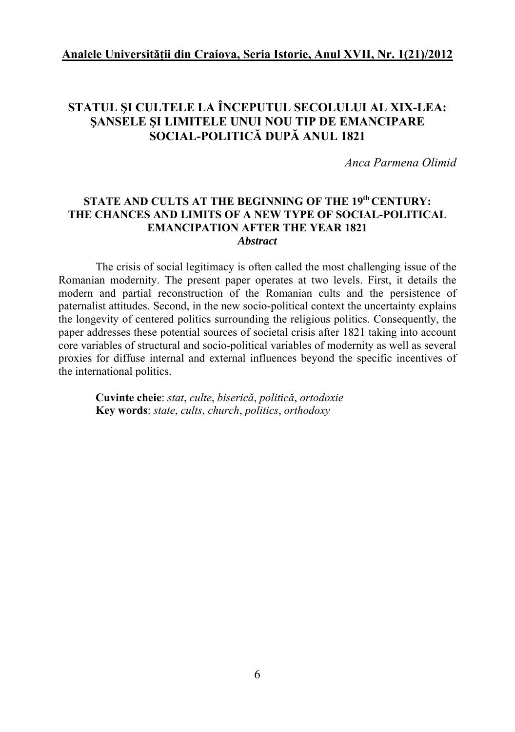# STATUL ŞI CULTELE LA ÎNCEPUTUL SECOLULUI AL XIX-LEA: ŞANSELE ŞI LIMITELE UNUI NOU TIP DE EMANCIPARE SOCIAL-POLITICĂ DUPĂ ANUL 1821

*Anca Parmena Olimid*

## STATE AND CULTS AT THE BEGINNING OF THE 19th CENTURY: THE CHANCES AND LIMITS OF A NEW TYPE OF SOCIAL-POLITICAL EMANCIPATION AFTER THE YEAR 1821

***Abstract***

The crisis of social legitimacy is often called the most challenging issue of the Romanian modernity. The present paper operates at two levels. First, it details the modern and partial reconstruction of the Romanian cults and the persistence of paternalist attitudes. Second, in the new socio-political context the uncertainty explains the longevity of centered politics surrounding the religious politics. Consequently, the paper addresses these potential sources of societal crisis after 1821 taking into account core variables of structural and socio-political variables of modernity as well as several proxies for diffuse internal and external influences beyond the specific incentives of the international politics.

**Cuvinte cheie**: *stat*, *culte*, *biserică*, *politică*, *ortodoxie*
**Key words**: *state*, *cults*, *church*, *politics*, *orthodoxy*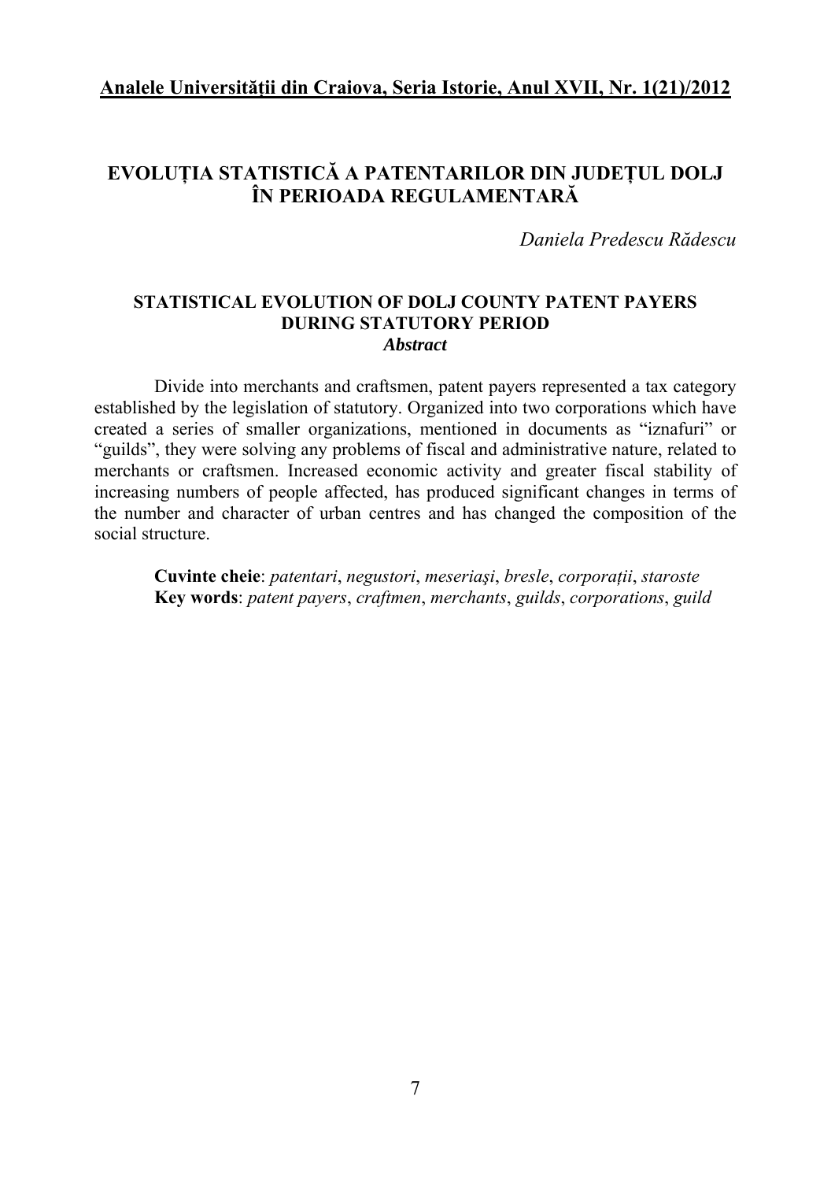# EVOLUȚIA STATISTICĂ A PATENTARILOR DIN JUDEȚUL DOLJ ÎN PERIOADA REGULAMENTARĂ

*Daniela Predescu Rădescu*

## STATISTICAL EVOLUTION OF DOLJ COUNTY PATENT PAYERS DURING STATUTORY PERIOD

***Abstract***

Divide into merchants and craftsmen, patent payers represented a tax category established by the legislation of statutory. Organized into two corporations which have created a series of smaller organizations, mentioned in documents as "iznafuri" or "guilds", they were solving any problems of fiscal and administrative nature, related to merchants or craftsmen. Increased economic activity and greater fiscal stability of increasing numbers of people affected, has produced significant changes in terms of the number and character of urban centres and has changed the composition of the social structure.

**Cuvinte cheie**: *patentari*, *negustori*, *meseriași*, *bresle*, *corporații*, *staroste*
**Key words**: *patent payers*, *craftmen*, *merchants*, *guilds*, *corporations*, *guild*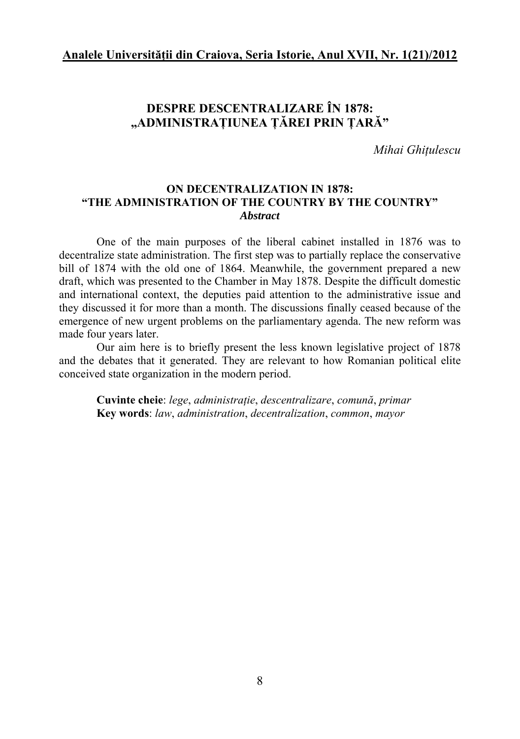# DESPRE DESCENTRALIZARE ÎN 1878: „ADMINISTRAȚIUNEA ȚĂREI PRIN ȚARĂ”

*Mihai Ghițulescu*

## ON DECENTRALIZATION IN 1878: “THE ADMINISTRATION OF THE COUNTRY BY THE COUNTRY”

***Abstract***

One of the main purposes of the liberal cabinet installed in 1876 was to decentralize state administration. The first step was to partially replace the conservative bill of 1874 with the old one of 1864. Meanwhile, the government prepared a new draft, which was presented to the Chamber in May 1878. Despite the difficult domestic and international context, the deputies paid attention to the administrative issue and they discussed it for more than a month. The discussions finally ceased because of the emergence of new urgent problems on the parliamentary agenda. The new reform was made four years later.

Our aim here is to briefly present the less known legislative project of 1878 and the debates that it generated. They are relevant to how Romanian political elite conceived state organization in the modern period.

**Cuvinte cheie**: *lege*, *administrație*, *descentralizare*, *comună*, *primar*
**Key words**: *law*, *administration*, *decentralization*, *common*, *mayor*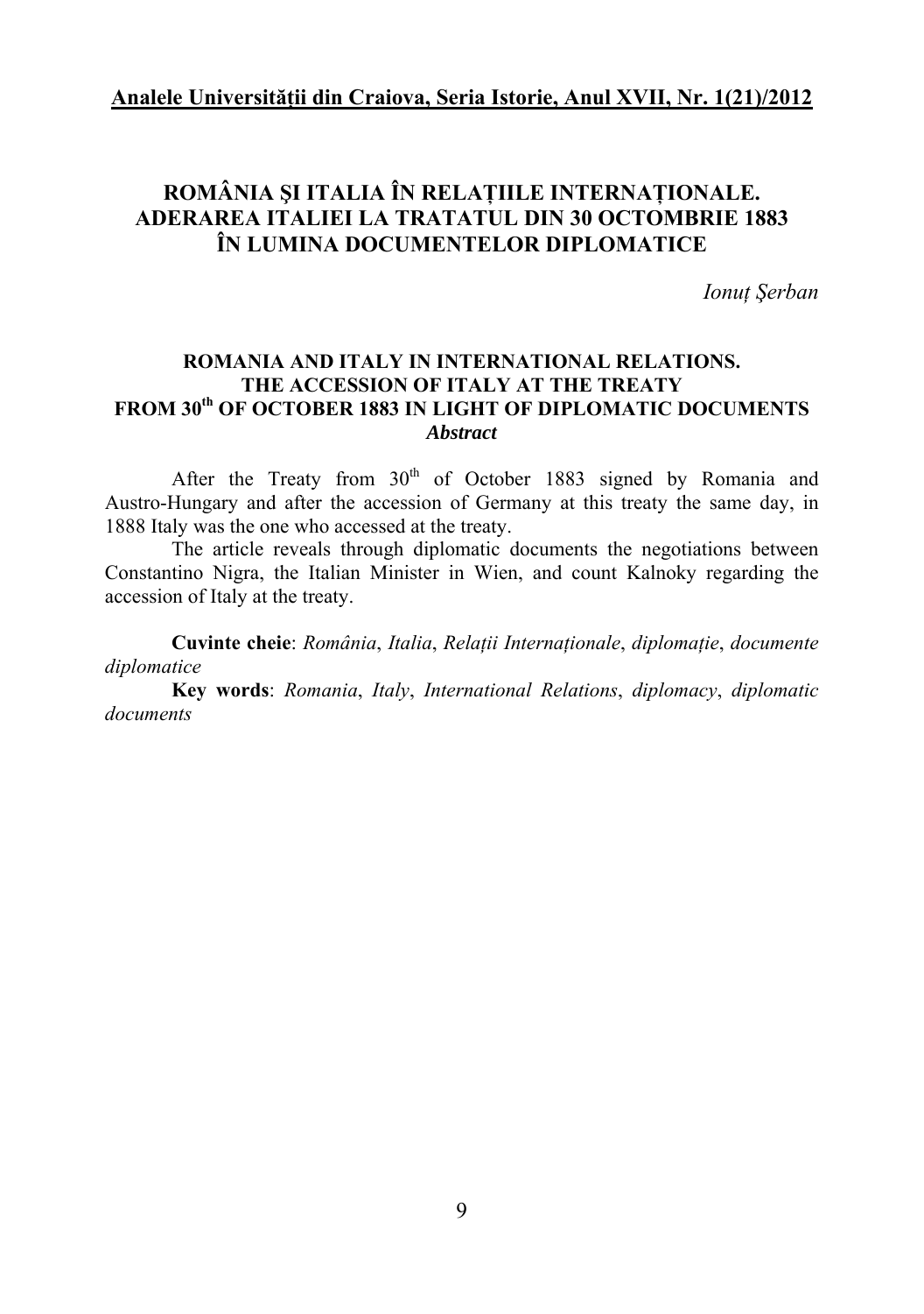# ROMÂNIA ŞI ITALIA ÎN RELAȚIILE INTERNAȚIONALE. ADERAREA ITALIEI LA TRATATUL DIN 30 OCTOMBRIE 1883 ÎN LUMINA DOCUMENTELOR DIPLOMATICE

*Ionuț Şerban*

## ROMANIA AND ITALY IN INTERNATIONAL RELATIONS. THE ACCESSION OF ITALY AT THE TREATY FROM 30th OF OCTOBER 1883 IN LIGHT OF DIPLOMATIC DOCUMENTS

***Abstract***

After the Treaty from 30th of October 1883 signed by Romania and Austro-Hungary and after the accession of Germany at this treaty the same day, in 1888 Italy was the one who accessed at the treaty.

The article reveals through diplomatic documents the negotiations between Constantino Nigra, the Italian Minister in Wien, and count Kalnoky regarding the accession of Italy at the treaty.

**Cuvinte cheie**: *România*, *Italia*, *Relații Internaționale*, *diplomație*, *documente diplomatice*

**Key words**: *Romania*, *Italy*, *International Relations*, *diplomacy*, *diplomatic documents*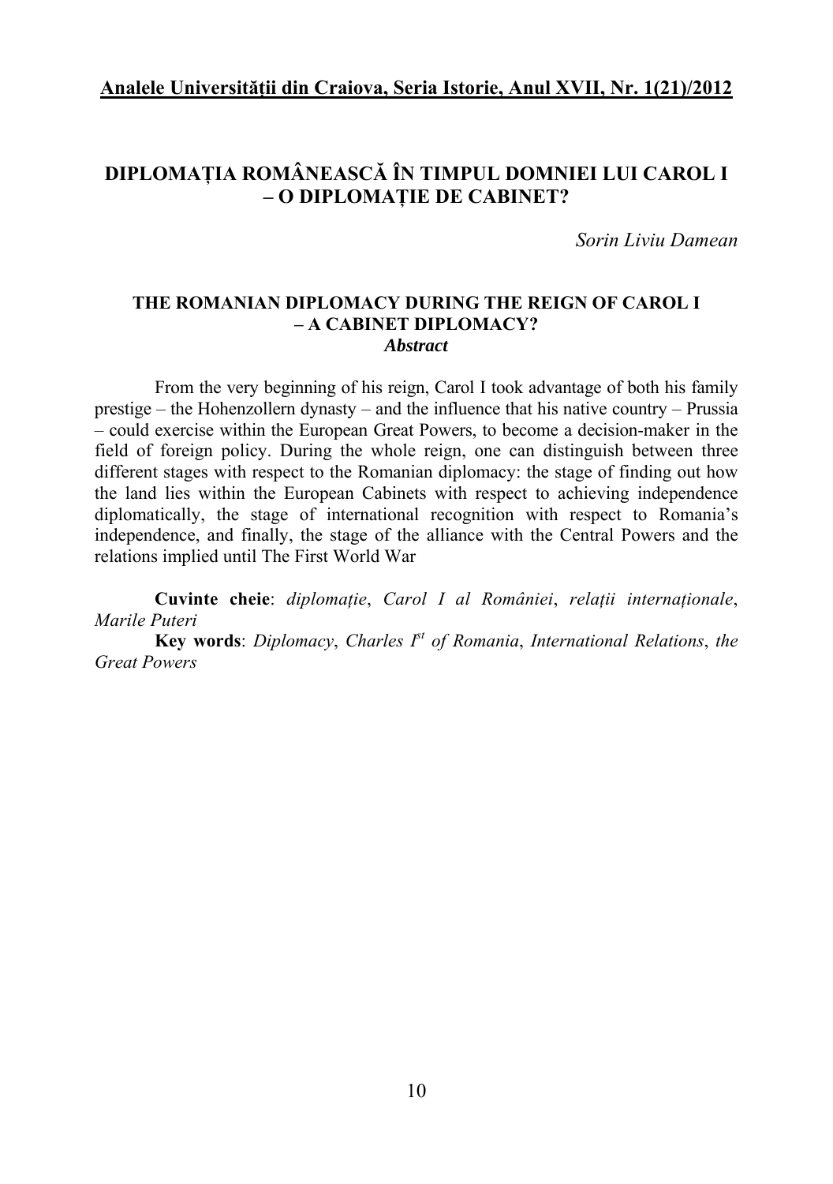# DIPLOMAȚIA ROMÂNEASCĂ ÎN TIMPUL DOMNIEI LUI CAROL I – O DIPLOMAȚIE DE CABINET?

*Sorin Liviu Damean*

## THE ROMANIAN DIPLOMACY DURING THE REIGN OF CAROL I – A CABINET DIPLOMACY?

***Abstract***

From the very beginning of his reign, Carol I took advantage of both his family prestige – the Hohenzollern dynasty – and the influence that his native country – Prussia – could exercise within the European Great Powers, to become a decision-maker in the field of foreign policy. During the whole reign, one can distinguish between three different stages with respect to the Romanian diplomacy: the stage of finding out how the land lies within the European Cabinets with respect to achieving independence diplomatically, the stage of international recognition with respect to Romania's independence, and finally, the stage of the alliance with the Central Powers and the relations implied until The First World War

**Cuvinte cheie**: *diplomație*, *Carol I al României*, *relații internaționale*, *Marile Puteri*

**Key words**: *Diplomacy*, *Charles I$^{st}$ of Romania*, *International Relations*, *the Great Powers*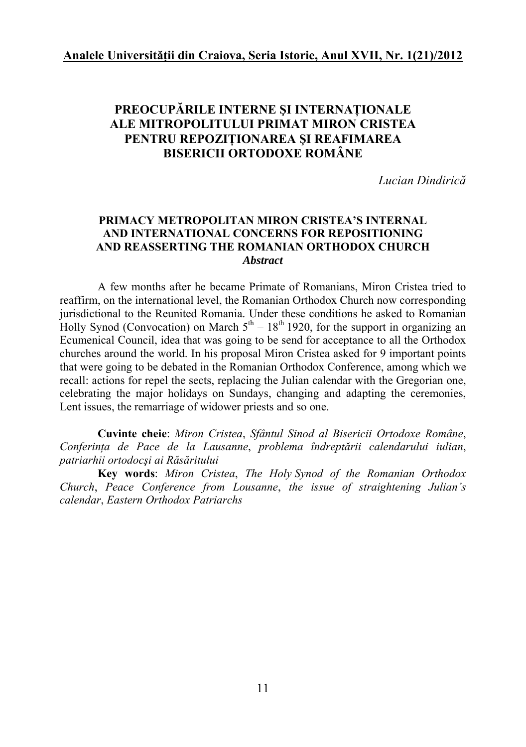# PREOCUPĂRILE INTERNE ŞI INTERNAŢIONALE ALE MITROPOLITULUI PRIMAT MIRON CRISTEA PENTRU REPOZIŢIONAREA ŞI REAFIMAREA BISERICII ORTODOXE ROMÂNE

*Lucian Dindirică*

## PRIMACY METROPOLITAN MIRON CRISTEA'S INTERNAL AND INTERNATIONAL CONCERNS FOR REPOSITIONING AND REASSERTING THE ROMANIAN ORTHODOX CHURCH

***Abstract***

A few months after he became Primate of Romanians, Miron Cristea tried to reaffirm, on the international level, the Romanian Orthodox Church now corresponding jurisdictional to the Reunited Romania. Under these conditions he asked to Romanian Holly Synod (Convocation) on March $5^{th}$ – $18^{th}$ 1920, for the support in organizing an Ecumenical Council, idea that was going to be send for acceptance to all the Orthodox churches around the world. In his proposal Miron Cristea asked for 9 important points that were going to be debated in the Romanian Orthodox Conference, among which we recall: actions for repel the sects, replacing the Julian calendar with the Gregorian one, celebrating the major holidays on Sundays, changing and adapting the ceremonies, Lent issues, the remarriage of widower priests and so one.

**Cuvinte cheie**: *Miron Cristea*, *Sfântul Sinod al Bisericii Ortodoxe Române*, *Conferinţa de Pace de la Lausanne*, *problema îndreptării calendarului iulian*, *patriarhii ortodocşi ai Răsăritului*

**Key words**: *Miron Cristea*, *The Holy Synod of the Romanian Orthodox Church*, *Peace Conference from Lousanne*, *the issue of straightening Julian's calendar*, *Eastern Orthodox Patriarchs*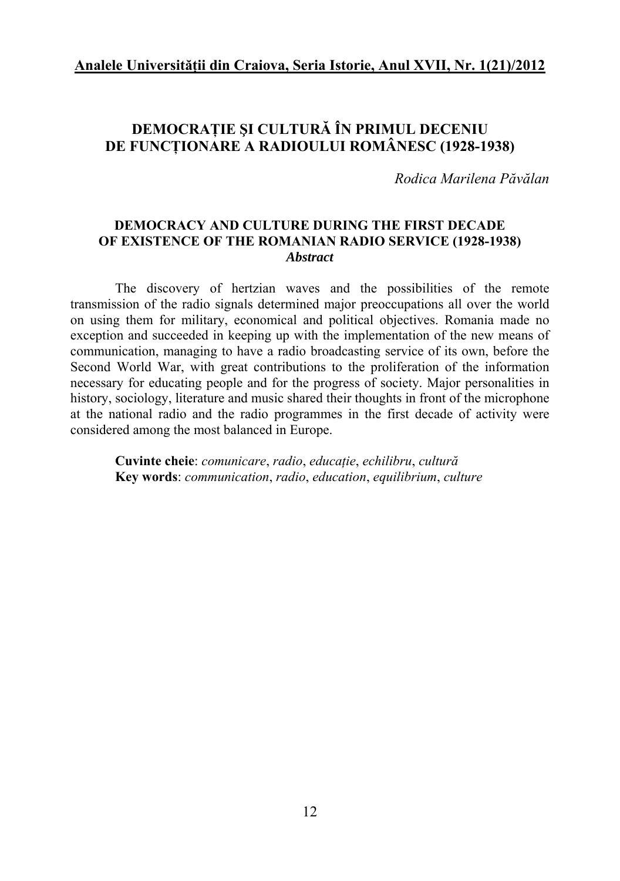# DEMOCRAȚIE ŞI CULTURĂ ÎN PRIMUL DECENIU DE FUNCȚIONARE A RADIOULUI ROMÂNESC (1928-1938)

*Rodica Marilena Păvălan*

## DEMOCRACY AND CULTURE DURING THE FIRST DECADE OF EXISTENCE OF THE ROMANIAN RADIO SERVICE (1928-1938)

***Abstract***

The discovery of hertzian waves and the possibilities of the remote transmission of the radio signals determined major preoccupations all over the world on using them for military, economical and political objectives. Romania made no exception and succeeded in keeping up with the implementation of the new means of communication, managing to have a radio broadcasting service of its own, before the Second World War, with great contributions to the proliferation of the information necessary for educating people and for the progress of society. Major personalities in history, sociology, literature and music shared their thoughts in front of the microphone at the national radio and the radio programmes in the first decade of activity were considered among the most balanced in Europe.

**Cuvinte cheie**: *comunicare*, *radio*, *educație*, *echilibru*, *cultură*
**Key words**: *communication*, *radio*, *education*, *equilibrium*, *culture*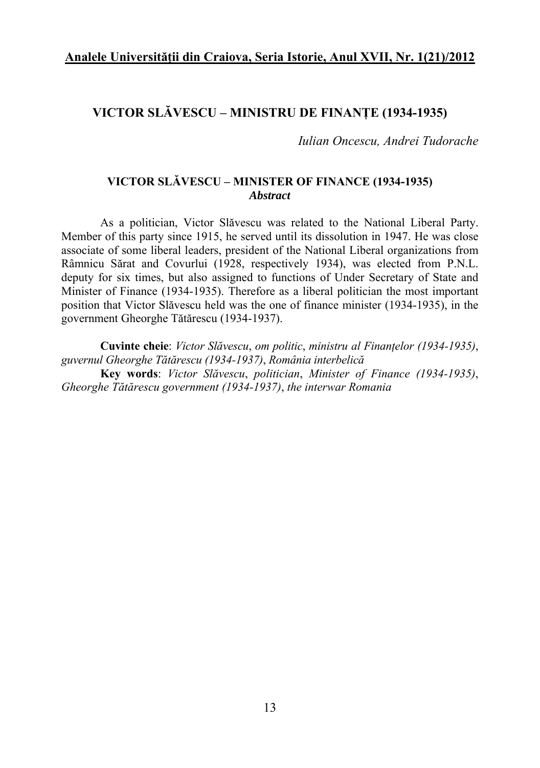# VICTOR SLĂVESCU – MINISTRU DE FINANȚE (1934-1935)

*Iulian Oncescu, Andrei Tudorache*

## VICTOR SLĂVESCU – MINISTER OF FINANCE (1934-1935)

***Abstract***

As a politician, Victor Slăvescu was related to the National Liberal Party. Member of this party since 1915, he served until its dissolution in 1947. He was close associate of some liberal leaders, president of the National Liberal organizations from Râmnicu Sărat and Covurlui (1928, respectively 1934), was elected from P.N.L. deputy for six times, but also assigned to functions of Under Secretary of State and Minister of Finance (1934-1935). Therefore as a liberal politician the most important position that Victor Slăvescu held was the one of finance minister (1934-1935), in the government Gheorghe Tătărescu (1934-1937).

**Cuvinte cheie**: *Victor Slăvescu*, *om politic*, *ministru al Finanțelor (1934-1935)*, *guvernul Gheorghe Tătărescu (1934-1937)*, *România interbelică*

**Key words**: *Victor Slăvescu*, *politician*, *Minister of Finance (1934-1935)*, *Gheorghe Tătărescu government (1934-1937)*, *the interwar Romania*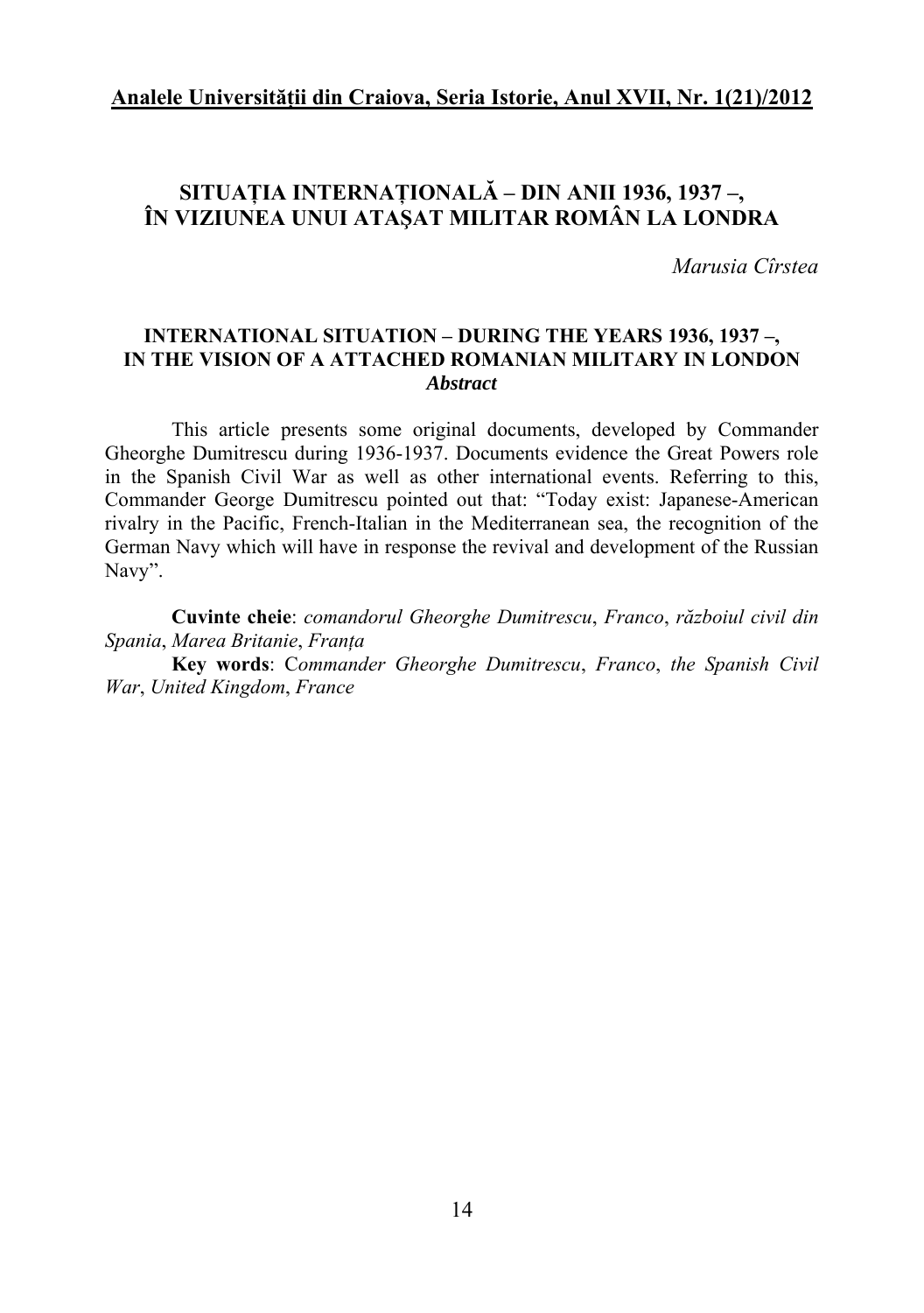# SITUAȚIA INTERNAȚIONALĂ – DIN ANII 1936, 1937 –, ÎN VIZIUNEA UNUI ATAȘAT MILITAR ROMÂN LA LONDRA

*Marusia Cîrstea*

## INTERNATIONAL SITUATION – DURING THE YEARS 1936, 1937 –, IN THE VISION OF A ATTACHED ROMANIAN MILITARY IN LONDON

***Abstract***

This article presents some original documents, developed by Commander Gheorghe Dumitrescu during 1936-1937. Documents evidence the Great Powers role in the Spanish Civil War as well as other international events. Referring to this, Commander George Dumitrescu pointed out that: "Today exist: Japanese-American rivalry in the Pacific, French-Italian in the Mediterranean sea, the recognition of the German Navy which will have in response the revival and development of the Russian Navy".

**Cuvinte cheie**: *comandorul Gheorghe Dumitrescu*, *Franco*, *războiul civil din Spania*, *Marea Britanie*, *Franța*

**Key words**: C*ommander Gheorghe Dumitrescu*, *Franco*, *the Spanish Civil War*, *United Kingdom*, *France*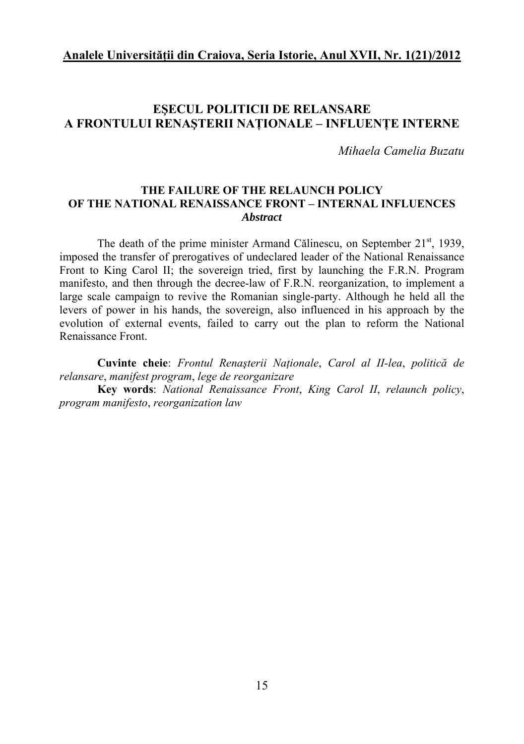# EŞECUL POLITICII DE RELANSARE A FRONTULUI RENAŞTERII NAȚIONALE – INFLUENȚE INTERNE

*Mihaela Camelia Buzatu*

## THE FAILURE OF THE RELAUNCH POLICY OF THE NATIONAL RENAISSANCE FRONT – INTERNAL INFLUENCES

***Abstract***

The death of the prime minister Armand Călinescu, on September 21st, 1939, imposed the transfer of prerogatives of undeclared leader of the National Renaissance Front to King Carol II; the sovereign tried, first by launching the F.R.N. Program manifesto, and then through the decree-law of F.R.N. reorganization, to implement a large scale campaign to revive the Romanian single-party. Although he held all the levers of power in his hands, the sovereign, also influenced in his approach by the evolution of external events, failed to carry out the plan to reform the National Renaissance Front.

**Cuvinte cheie**: *Frontul Renaşterii Naționale*, *Carol al II-lea*, *politică de relansare*, *manifest program*, *lege de reorganizare*

**Key words**: *National Renaissance Front*, *King Carol II*, *relaunch policy*, *program manifesto*, *reorganization law*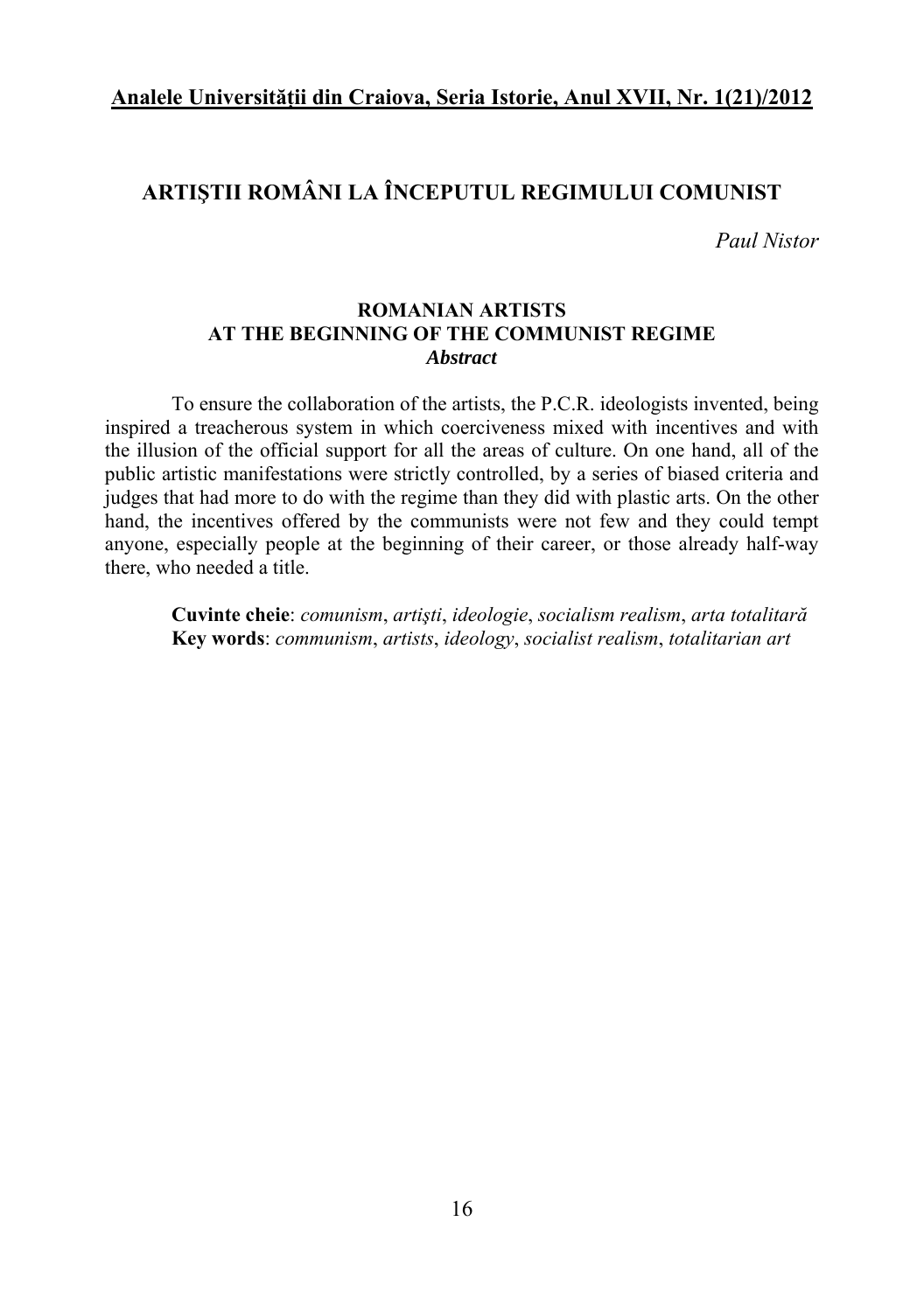# ARTIŞTII ROMÂNI LA ÎNCEPUTUL REGIMULUI COMUNIST

*Paul Nistor*

### ROMANIAN ARTISTS AT THE BEGINNING OF THE COMMUNIST REGIME

***Abstract***

To ensure the collaboration of the artists, the P.C.R. ideologists invented, being inspired a treacherous system in which coerciveness mixed with incentives and with the illusion of the official support for all the areas of culture. On one hand, all of the public artistic manifestations were strictly controlled, by a series of biased criteria and judges that had more to do with the regime than they did with plastic arts. On the other hand, the incentives offered by the communists were not few and they could tempt anyone, especially people at the beginning of their career, or those already half-way there, who needed a title.

**Cuvinte cheie**: *comunism*, *artişti*, *ideologie*, *socialism realism*, *arta totalitară*
**Key words**: *communism*, *artists*, *ideology*, *socialist realism*, *totalitarian art*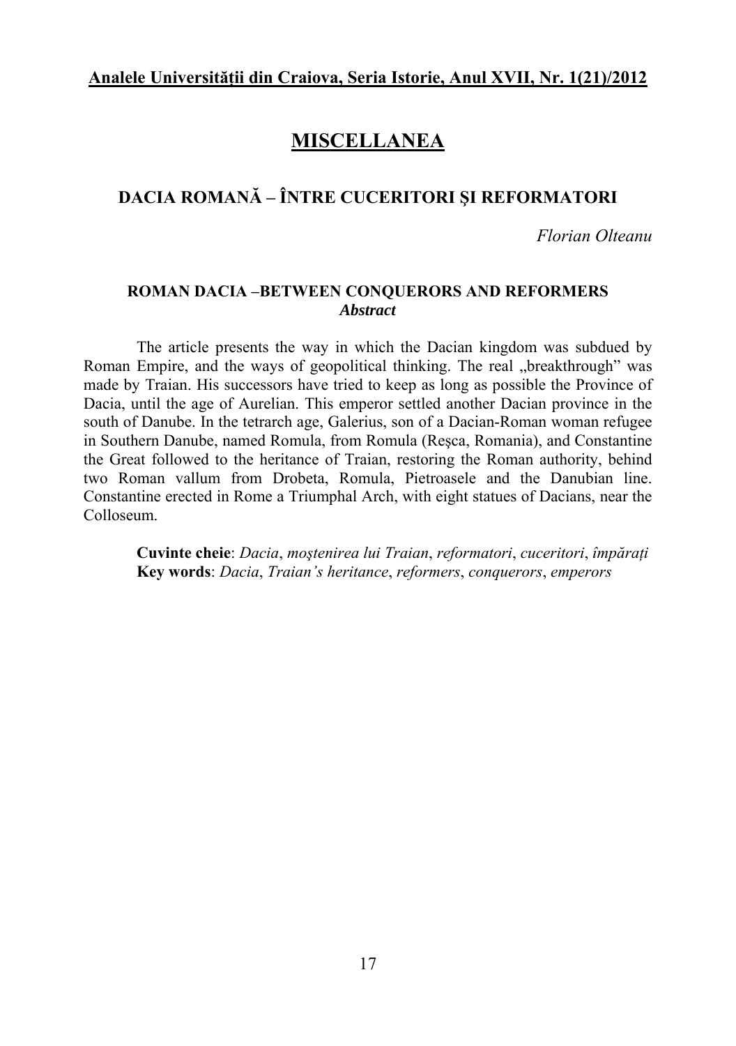# MISCELLANEA

## DACIA ROMANĂ – ÎNTRE CUCERITORI ŞI REFORMATORI

*Florian Olteanu*

### ROMAN DACIA –BETWEEN CONQUERORS AND REFORMERS

***Abstract***

The article presents the way in which the Dacian kingdom was subdued by Roman Empire, and the ways of geopolitical thinking. The real „breakthrough" was made by Traian. His successors have tried to keep as long as possible the Province of Dacia, until the age of Aurelian. This emperor settled another Dacian province in the south of Danube. In the tetrarch age, Galerius, son of a Dacian-Roman woman refugee in Southern Danube, named Romula, from Romula (Reşca, Romania), and Constantine the Great followed to the heritance of Traian, restoring the Roman authority, behind two Roman vallum from Drobeta, Romula, Pietroasele and the Danubian line. Constantine erected in Rome a Triumphal Arch, with eight statues of Dacians, near the Colloseum.

**Cuvinte cheie**: *Dacia*, *moştenirea lui Traian*, *reformatori*, *cuceritori*, *împăraţi*
**Key words**: *Dacia*, *Traian's heritance*, *reformers*, *conquerors*, *emperors*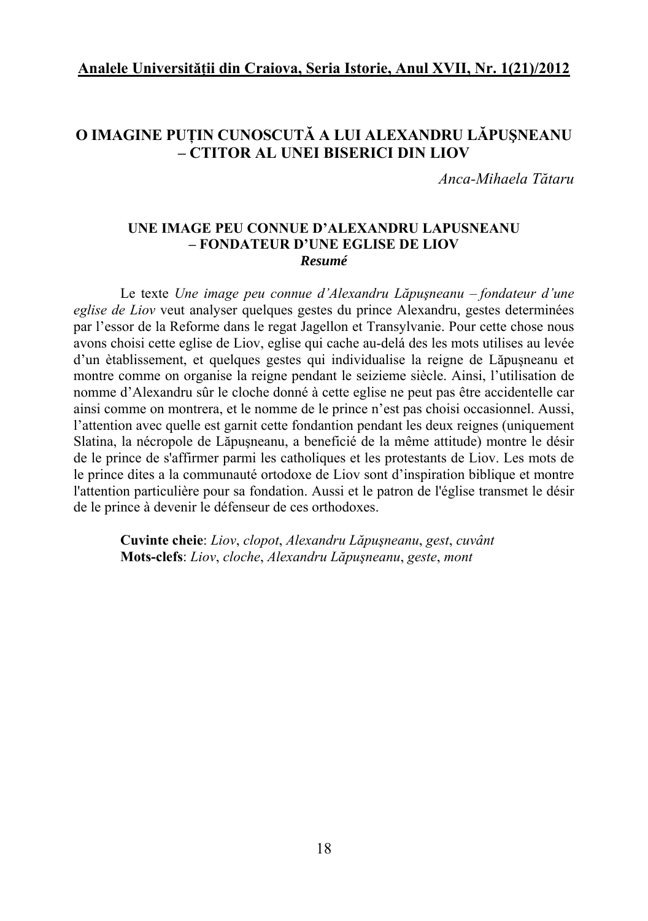# O IMAGINE PUȚIN CUNOSCUTĂ A LUI ALEXANDRU LĂPUŞNEANU – CTITOR AL UNEI BISERICI DIN LIOV

*Anca-Mihaela Tătaru*

## UNE IMAGE PEU CONNUE D'ALEXANDRU LAPUSNEANU – FONDATEUR D'UNE EGLISE DE LIOV

***Resumé***

Le texte *Une image peu connue d'Alexandru Lăpuşneanu – fondateur d'une eglise de Liov* veut analyser quelques gestes du prince Alexandru, gestes determinées par l'essor de la Reforme dans le regat Jagellon et Transylvanie. Pour cette chose nous avons choisi cette eglise de Liov, eglise qui cache au-delá des les mots utilises au levée d'un ètablissement, et quelques gestes qui individualise la reigne de Lăpuşneanu et montre comme on organise la reigne pendant le seizieme siècle. Ainsi, l'utilisation de nomme d'Alexandru sûr le cloche donné à cette eglise ne peut pas être accidentelle car ainsi comme on montrera, et le nomme de le prince n'est pas choisi occasionnel. Aussi, l'attention avec quelle est garnit cette fondantion pendant les deux reignes (uniquement Slatina, la nécropole de Lăpuşneanu, a beneficié de la même attitude) montre le désir de le prince de s'affirmer parmi les catholiques et les protestants de Liov. Les mots de le prince dites a la communauté ortodoxe de Liov sont d'inspiration biblique et montre l'attention particulière pour sa fondation. Aussi et le patron de l'église transmet le désir de le prince à devenir le défenseur de ces orthodoxes.

**Cuvinte cheie**: *Liov*, *clopot*, *Alexandru Lăpuşneanu*, *gest*, *cuvânt*
**Mots-clefs**: *Liov*, *cloche*, *Alexandru Lăpuşneanu*, *geste*, *mont*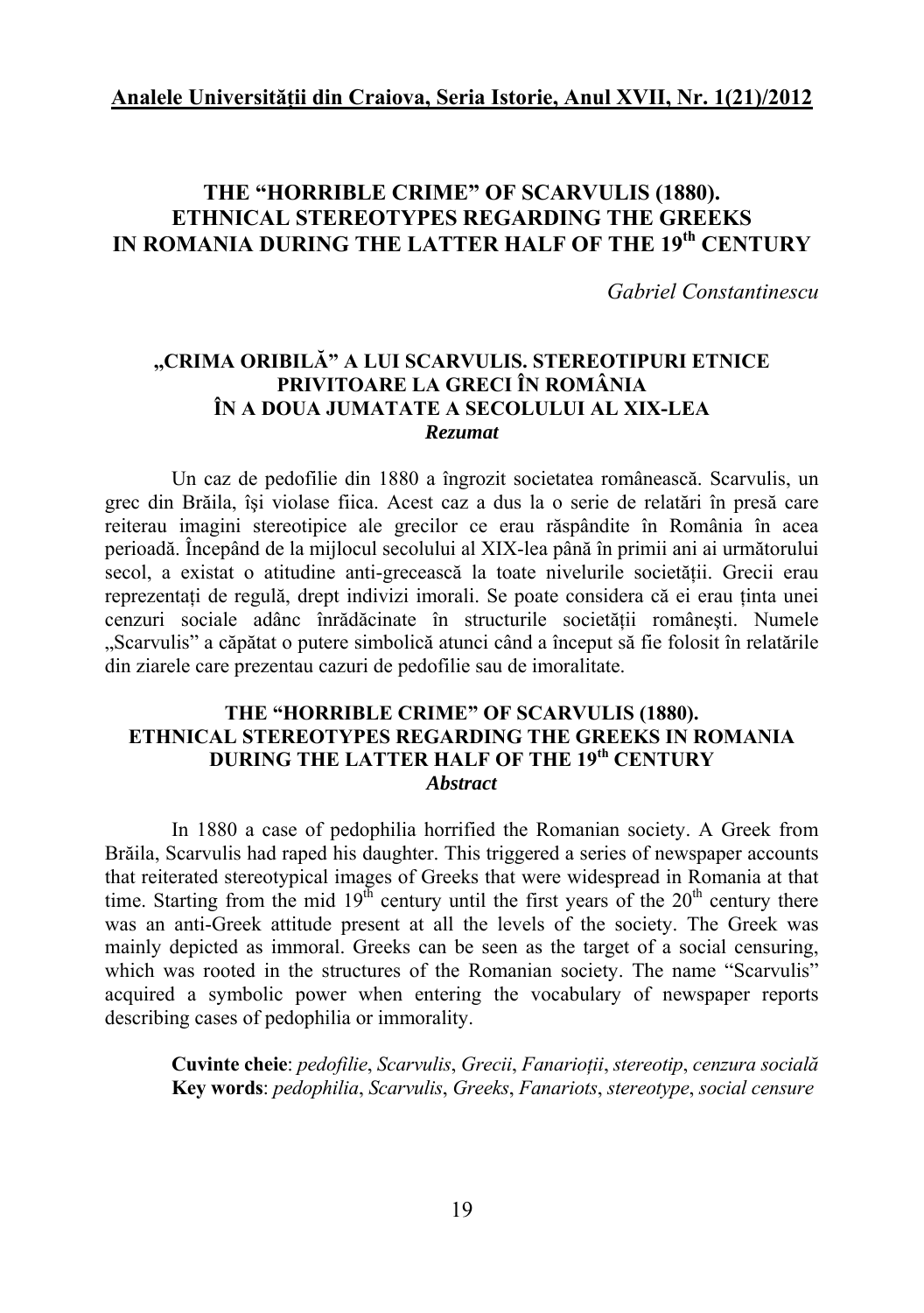**Analele Universității din Craiova, Seria Istorie, Anul XVII, Nr. 1(21)/2012**

# THE "HORRIBLE CRIME" OF SCARVULIS (1880). ETHNICAL STEREOTYPES REGARDING THE GREEKS IN ROMANIA DURING THE LATTER HALF OF THE 19th CENTURY

*Gabriel Constantinescu*

## „CRIMA ORIBILĂ" A LUI SCARVULIS. STEREOTIPURI ETNICE PRIVITOARE LA GRECI ÎN ROMÂNIA ÎN A DOUA JUMATATE A SECOLULUI AL XIX-LEA

***Rezumat***

Un caz de pedofilie din 1880 a îngrozit societatea românească. Scarvulis, un grec din Brăila, își violase fiica. Acest caz a dus la o serie de relatări în presă care reiterau imagini stereotipice ale grecilor ce erau răspândite în România în acea perioadă. Începând de la mijlocul secolului al XIX-lea până în primii ani ai următorului secol, a existat o atitudine anti-grecească la toate nivelurile societății. Grecii erau reprezentați de regulă, drept indivizi imorali. Se poate considera că ei erau ținta unei cenzuri sociale adânc înrădăcinate în structurile societății românești. Numele „Scarvulis" a căpătat o putere simbolică atunci când a început să fie folosit în relatările din ziarele care prezentau cazuri de pedofilie sau de imoralitate.

## THE "HORRIBLE CRIME" OF SCARVULIS (1880). ETHNICAL STEREOTYPES REGARDING THE GREEKS IN ROMANIA DURING THE LATTER HALF OF THE 19th CENTURY

***Abstract***

In 1880 a case of pedophilia horrified the Romanian society. A Greek from Brăila, Scarvulis had raped his daughter. This triggered a series of newspaper accounts that reiterated stereotypical images of Greeks that were widespread in Romania at that time. Starting from the mid 19th century until the first years of the 20th century there was an anti-Greek attitude present at all the levels of the society. The Greek was mainly depicted as immoral. Greeks can be seen as the target of a social censuring, which was rooted in the structures of the Romanian society. The name "Scarvulis" acquired a symbolic power when entering the vocabulary of newspaper reports describing cases of pedophilia or immorality.

**Cuvinte cheie**: *pedofilie*, *Scarvulis*, *Grecii*, *Fanarioții*, *stereotip*, *cenzura socială*
**Key words**: *pedophilia*, *Scarvulis*, *Greeks*, *Fanariots*, *stereotype*, *social censure*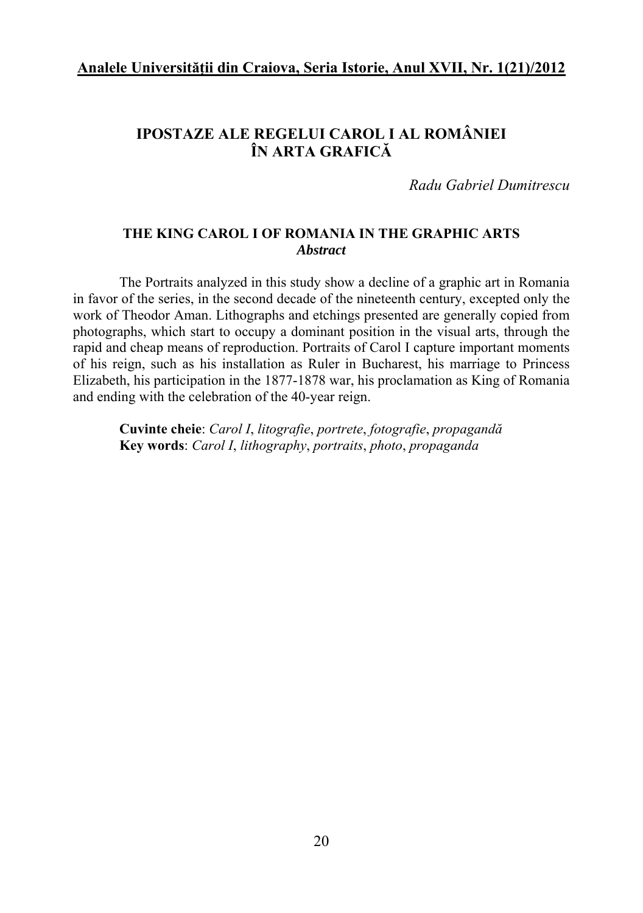# IPOSTAZE ALE REGELUI CAROL I AL ROMÂNIEI ÎN ARTA GRAFICĂ

*Radu Gabriel Dumitrescu*

### THE KING CAROL I OF ROMANIA IN THE GRAPHIC ARTS

***Abstract***

The Portraits analyzed in this study show a decline of a graphic art in Romania in favor of the series, in the second decade of the nineteenth century, excepted only the work of Theodor Aman. Lithographs and etchings presented are generally copied from photographs, which start to occupy a dominant position in the visual arts, through the rapid and cheap means of reproduction. Portraits of Carol I capture important moments of his reign, such as his installation as Ruler in Bucharest, his marriage to Princess Elizabeth, his participation in the 1877-1878 war, his proclamation as King of Romania and ending with the celebration of the 40-year reign.

**Cuvinte cheie**: *Carol I*, *litografie*, *portrete*, *fotografie*, *propagandă*
**Key words**: *Carol I*, *lithography*, *portraits*, *photo*, *propaganda*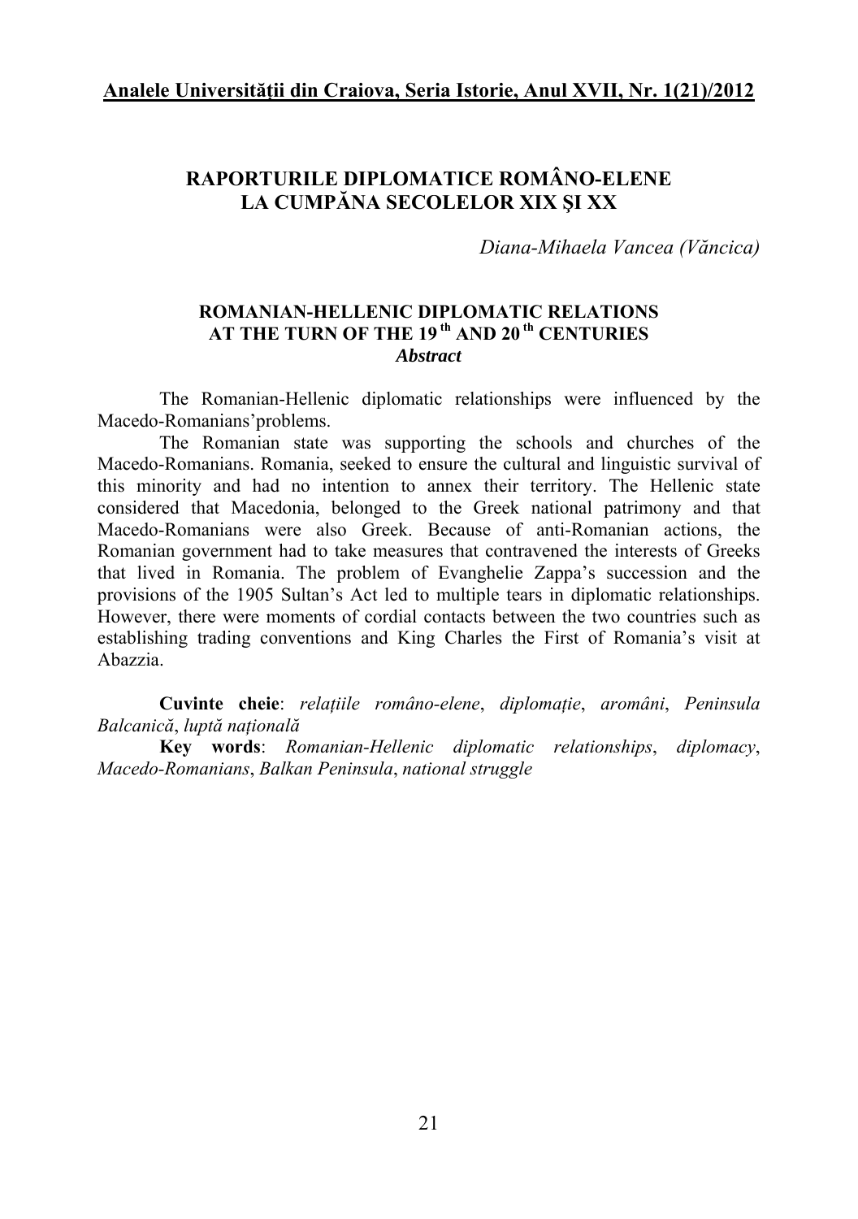# RAPORTURILE DIPLOMATICE ROMÂNO-ELENE LA CUMPĂNA SECOLELOR XIX ŞI XX

*Diana-Mihaela Vancea (Văncica)*

## ROMANIAN-HELLENIC DIPLOMATIC RELATIONS AT THE TURN OF THE 19 th AND 20 th CENTURIES

***Abstract***

The Romanian-Hellenic diplomatic relationships were influenced by the Macedo-Romanians'problems.

The Romanian state was supporting the schools and churches of the Macedo-Romanians. Romania, seeked to ensure the cultural and linguistic survival of this minority and had no intention to annex their territory. The Hellenic state considered that Macedonia, belonged to the Greek national patrimony and that Macedo-Romanians were also Greek. Because of anti-Romanian actions, the Romanian government had to take measures that contravened the interests of Greeks that lived in Romania. The problem of Evanghelie Zappa's succession and the provisions of the 1905 Sultan's Act led to multiple tears in diplomatic relationships. However, there were moments of cordial contacts between the two countries such as establishing trading conventions and King Charles the First of Romania's visit at Abazzia.

**Cuvinte cheie**: *relațiile româno-elene*, *diplomație*, *aromâni*, *Peninsula Balcanică*, *luptă națională*

**Key words**: *Romanian-Hellenic diplomatic relationships*, *diplomacy*, *Macedo-Romanians*, *Balkan Peninsula*, *national struggle*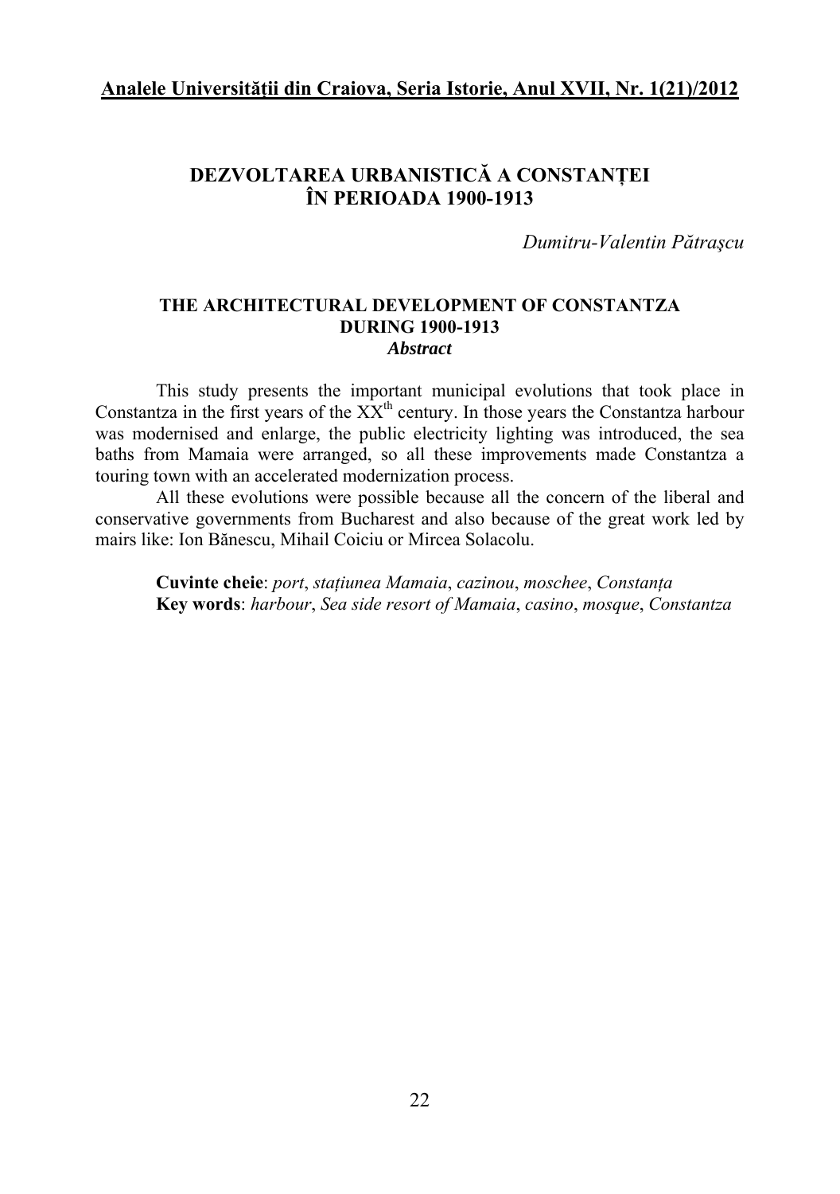# DEZVOLTAREA URBANISTICĂ A CONSTANȚEI ÎN PERIOADA 1900-1913

*Dumitru-Valentin Pătraşcu*

## THE ARCHITECTURAL DEVELOPMENT OF CONSTANTZA DURING 1900-1913

***Abstract***

This study presents the important municipal evolutions that took place in Constantza in the first years of the XX$^{th}$ century. In those years the Constantza harbour was modernised and enlarge, the public electricity lighting was introduced, the sea baths from Mamaia were arranged, so all these improvements made Constantza a touring town with an accelerated modernization process.

All these evolutions were possible because all the concern of the liberal and conservative governments from Bucharest and also because of the great work led by mairs like: Ion Bănescu, Mihail Coiciu or Mircea Solacolu.

**Cuvinte cheie**: *port*, *stațiunea Mamaia*, *cazinou*, *moschee*, *Constanța*
**Key words**: *harbour*, *Sea side resort of Mamaia*, *casino*, *mosque*, *Constantza*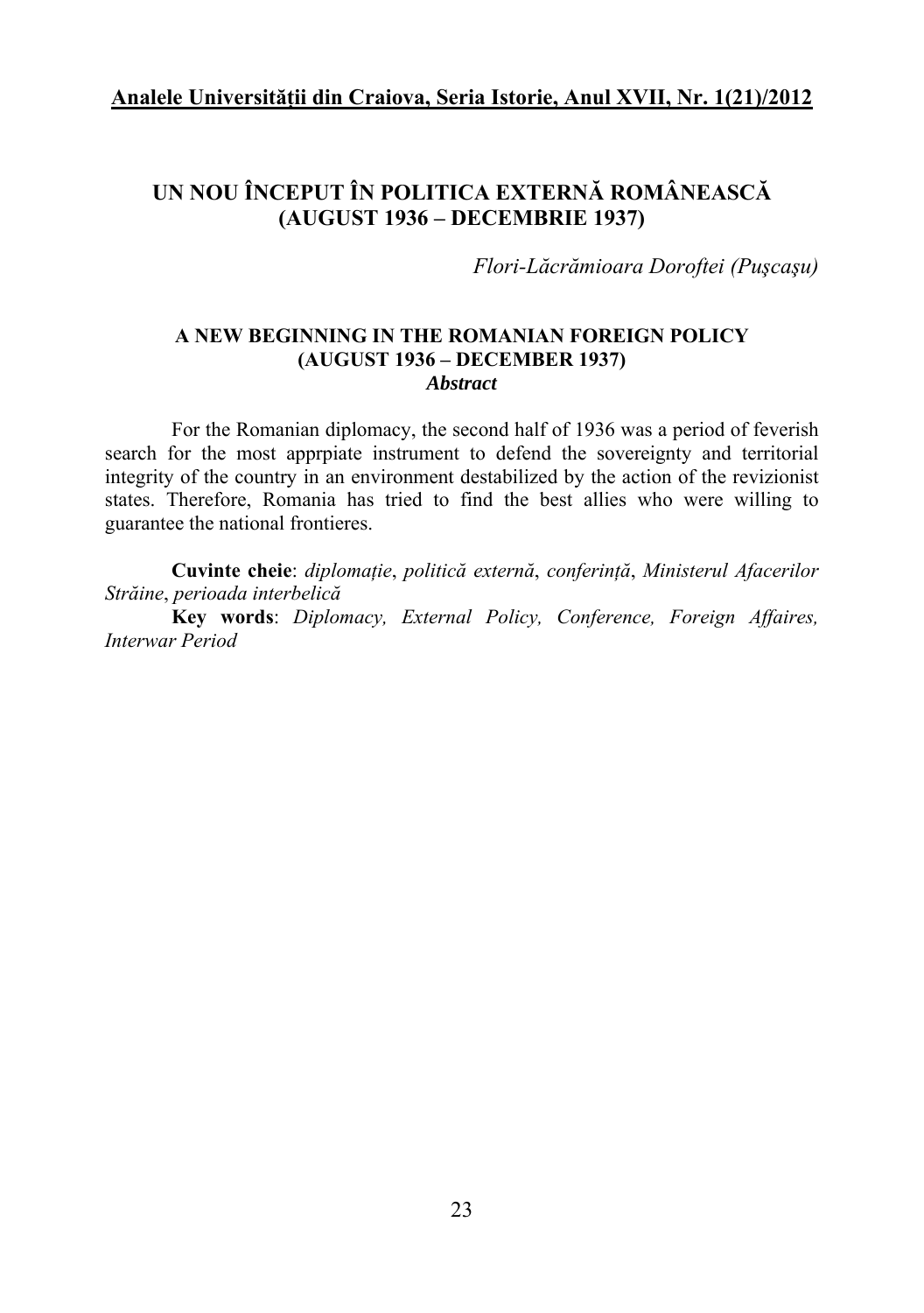# UN NOU ÎNCEPUT ÎN POLITICA EXTERNĂ ROMÂNEASCĂ (AUGUST 1936 – DECEMBRIE 1937)

*Flori-Lăcrămioara Doroftei (Puşcaşu)*

## A NEW BEGINNING IN THE ROMANIAN FOREIGN POLICY (AUGUST 1936 – DECEMBER 1937)

***Abstract***

For the Romanian diplomacy, the second half of 1936 was a period of feverish search for the most apprpiate instrument to defend the sovereignty and territorial integrity of the country in an environment destabilized by the action of the revizionist states. Therefore, Romania has tried to find the best allies who were willing to guarantee the national frontieres.

**Cuvinte cheie**: *diplomaţie*, *politică externă*, *conferinţă*, *Ministerul Afacerilor Străine*, *perioada interbelică*

**Key words**: *Diplomacy, External Policy, Conference, Foreign Affaires, Interwar Period*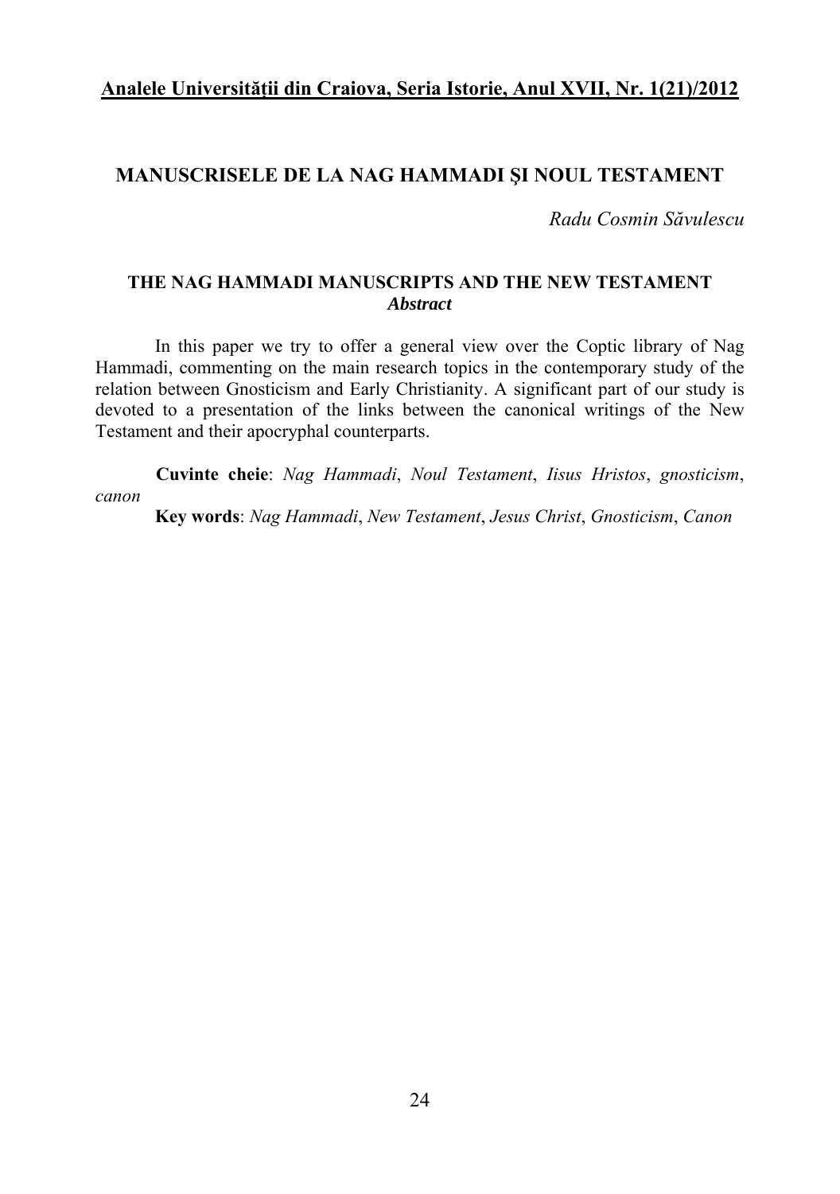# MANUSCRISELE DE LA NAG HAMMADI ŞI NOUL TESTAMENT

*Radu Cosmin Săvulescu*

## THE NAG HAMMADI MANUSCRIPTS AND THE NEW TESTAMENT

***Abstract***

In this paper we try to offer a general view over the Coptic library of Nag Hammadi, commenting on the main research topics in the contemporary study of the relation between Gnosticism and Early Christianity. A significant part of our study is devoted to a presentation of the links between the canonical writings of the New Testament and their apocryphal counterparts.

**Cuvinte cheie**: *Nag Hammadi*, *Noul Testament*, *Iisus Hristos*, *gnosticism*, *canon*

**Key words**: *Nag Hammadi*, *New Testament*, *Jesus Christ*, *Gnosticism*, *Canon*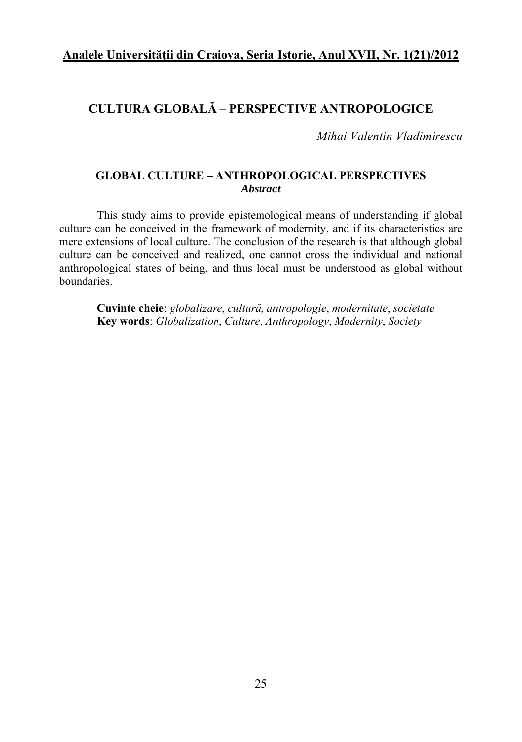# CULTURA GLOBALĂ – PERSPECTIVE ANTROPOLOGICE

*Mihai Valentin Vladimirescu*

## GLOBAL CULTURE – ANTHROPOLOGICAL PERSPECTIVES

***Abstract***

This study aims to provide epistemological means of understanding if global culture can be conceived in the framework of modernity, and if its characteristics are mere extensions of local culture. The conclusion of the research is that although global culture can be conceived and realized, one cannot cross the individual and national anthropological states of being, and thus local must be understood as global without boundaries.

**Cuvinte cheie**: *globalizare*, *cultură*, *antropologie*, *modernitate*, *societate*
**Key words**: *Globalization*, *Culture*, *Anthropology*, *Modernity*, *Society*